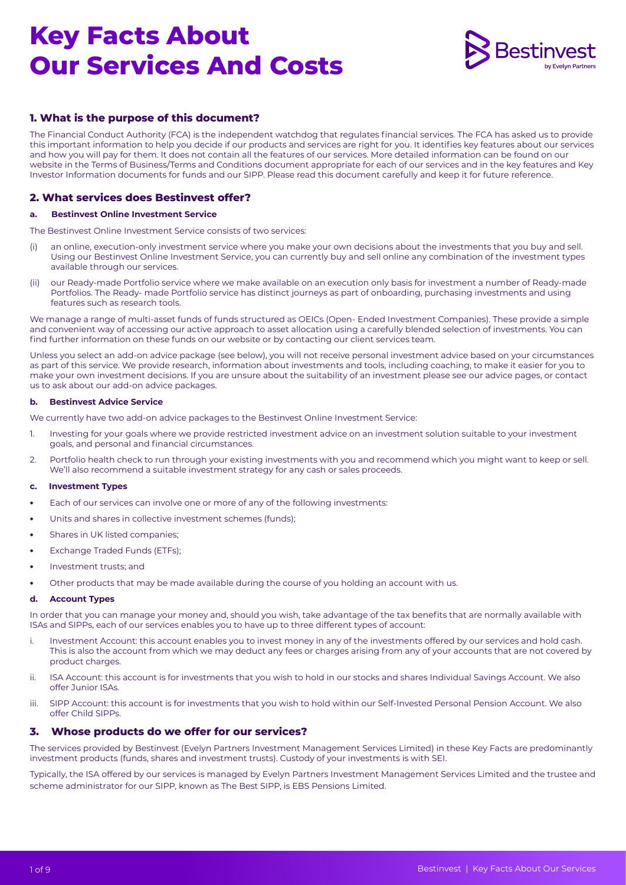# Key Facts About Our Services And Costs

## 1. What is the purpose of this document?

The Financial Conduct Authority (FCA) is the independent watchdog that regulates financial services. The FCA has asked us to provide this important information to help you decide if our products and services are right for you. It identifies key features about our services and how you will pay for them. It does not contain all the features of our services. More detailed information can be found on our website in the Terms of Business/Terms and Conditions document appropriate for each of our services and in the key features and Key Investor Information documents for funds and our SIPP. Please read this document carefully and keep it for future reference.

## 2. What services does Bestinvest offer?

### a. Bestinvest Online Investment Service

The Bestinvest Online Investment Service consists of two services:

(i) an online, execution-only investment service where you make your own decisions about the investments that you buy and sell. Using our Bestinvest Online Investment Service, you can currently buy and sell online any combination of the investment types available through our services.

(ii) our Ready-made Portfolio service where we make available on an execution only basis for investment a number of Ready-made Portfolios. The Ready- made Portfolio service has distinct journeys as part of onboarding, purchasing investments and using features such as research tools.

We manage a range of multi-asset funds of funds structured as OEICs (Open- Ended Investment Companies). These provide a simple and convenient way of accessing our active approach to asset allocation using a carefully blended selection of investments. You can find further information on these funds on our website or by contacting our client services team.

Unless you select an add-on advice package (see below), you will not receive personal investment advice based on your circumstances as part of this service. We provide research, information about investments and tools, including coaching, to make it easier for you to make your own investment decisions. If you are unsure about the suitability of an investment please see our advice pages, or contact us to ask about our add-on advice packages.

### b. Bestinvest Advice Service

We currently have two add-on advice packages to the Bestinvest Online Investment Service:

1. Investing for your goals where we provide restricted investment advice on an investment solution suitable to your investment goals, and personal and financial circumstances.
2. Portfolio health check to run through your existing investments with you and recommend which you might want to keep or sell. We'll also recommend a suitable investment strategy for any cash or sales proceeds.

### c. Investment Types

- Each of our services can involve one or more of any of the following investments:
- Units and shares in collective investment schemes (funds);
- Shares in UK listed companies;
- Exchange Traded Funds (ETFs);
- Investment trusts; and
- Other products that may be made available during the course of you holding an account with us.

### d. Account Types

In order that you can manage your money and, should you wish, take advantage of the tax benefits that are normally available with ISAs and SIPPs, each of our services enables you to have up to three different types of account:

i. Investment Account: this account enables you to invest money in any of the investments offered by our services and hold cash. This is also the account from which we may deduct any fees or charges arising from any of your accounts that are not covered by product charges.

ii. ISA Account: this account is for investments that you wish to hold in our stocks and shares Individual Savings Account. We also offer Junior ISAs.

iii. SIPP Account: this account is for investments that you wish to hold within our Self-Invested Personal Pension Account. We also offer Child SIPPs.

## 3. Whose products do we offer for our services?

The services provided by Bestinvest (Evelyn Partners Investment Management Services Limited) in these Key Facts are predominantly investment products (funds, shares and investment trusts). Custody of your investments is with SEI.

Typically, the ISA offered by our services is managed by Evelyn Partners Investment Management Services Limited and the trustee and scheme administrator for our SIPP, known as The Best SIPP, is EBS Pensions Limited.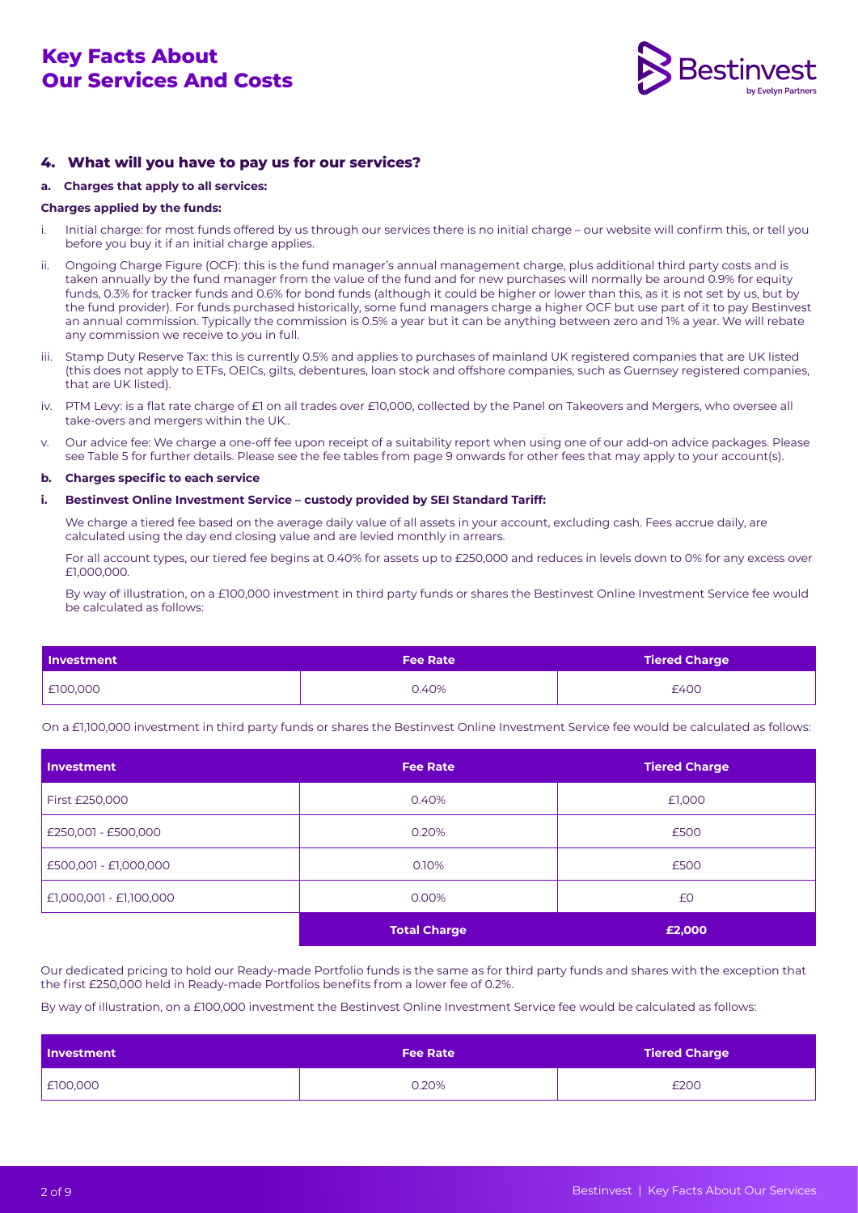## 4. What will you have to pay us for our services?

**a. Charges that apply to all services:**

**Charges applied by the funds:**

i. Initial charge: for most funds offered by us through our services there is no initial charge – our website will confirm this, or tell you before you buy it if an initial charge applies.

ii. Ongoing Charge Figure (OCF): this is the fund manager's annual management charge, plus additional third party costs and is taken annually by the fund manager from the value of the fund and for new purchases will normally be around 0.9% for equity funds, 0.3% for tracker funds and 0.6% for bond funds (although it could be higher or lower than this, as it is not set by us, but by the fund provider). For funds purchased historically, some fund managers charge a higher OCF but use part of it to pay Bestinvest an annual commission. Typically the commission is 0.5% a year but it can be anything between zero and 1% a year. We will rebate any commission we receive to you in full.

iii. Stamp Duty Reserve Tax: this is currently 0.5% and applies to purchases of mainland UK registered companies that are UK listed (this does not apply to ETFs, OEICs, gilts, debentures, loan stock and offshore companies, such as Guernsey registered companies, that are UK listed).

iv. PTM Levy: is a flat rate charge of £1 on all trades over £10,000, collected by the Panel on Takeovers and Mergers, who oversee all take-overs and mergers within the UK..

v. Our advice fee: We charge a one-off fee upon receipt of a suitability report when using one of our add-on advice packages. Please see Table 5 for further details. Please see the fee tables from page 9 onwards for other fees that may apply to your account(s).

**b. Charges specific to each service**

**i. Bestinvest Online Investment Service – custody provided by SEI Standard Tariff:**

We charge a tiered fee based on the average daily value of all assets in your account, excluding cash. Fees accrue daily, are calculated using the day end closing value and are levied monthly in arrears.

For all account types, our tiered fee begins at 0.40% for assets up to £250,000 and reduces in levels down to 0% for any excess over £1,000,000.

By way of illustration, on a £100,000 investment in third party funds or shares the Bestinvest Online Investment Service fee would be calculated as follows:

| Investment | Fee Rate | Tiered Charge |
|---|---|---|
| £100,000 | 0.40% | £400 |

On a £1,100,000 investment in third party funds or shares the Bestinvest Online Investment Service fee would be calculated as follows:

| Investment | Fee Rate | Tiered Charge |
|---|---|---|
| First £250,000 | 0.40% | £1,000 |
| £250,001 - £500,000 | 0.20% | £500 |
| £500,001 - £1,000,000 | 0.10% | £500 |
| £1,000,001 - £1,100,000 | 0.00% | £0 |
| | **Total Charge** | **£2,000** |

Our dedicated pricing to hold our Ready-made Portfolio funds is the same as for third party funds and shares with the exception that the first £250,000 held in Ready-made Portfolios benefits from a lower fee of 0.2%.

By way of illustration, on a £100,000 investment the Bestinvest Online Investment Service fee would be calculated as follows:

| Investment | Fee Rate | Tiered Charge |
|---|---|---|
| £100,000 | 0.20% | £200 |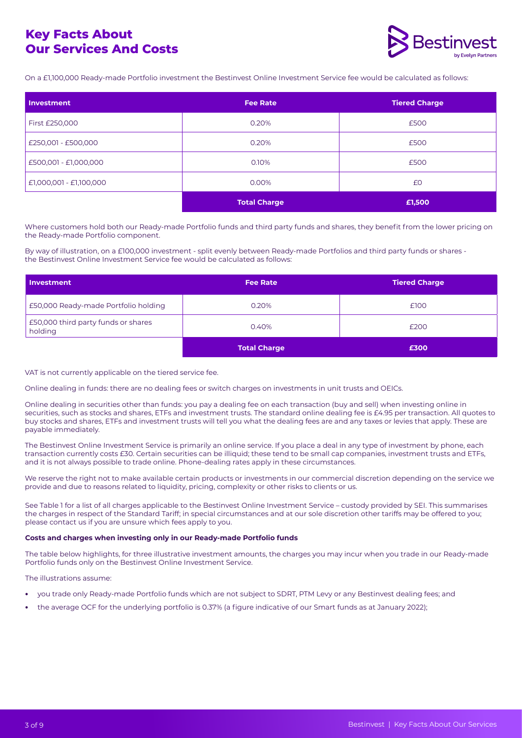On a £1,100,000 Ready-made Portfolio investment the Bestinvest Online Investment Service fee would be calculated as follows:

| Investment | Fee Rate | Tiered Charge |
|---|---|---|
| First £250,000 | 0.20% | £500 |
| £250,001 - £500,000 | 0.20% | £500 |
| £500,001 - £1,000,000 | 0.10% | £500 |
| £1,000,001 - £1,100,000 | 0.00% | £0 |
| | **Total Charge** | **£1,500** |

Where customers hold both our Ready-made Portfolio funds and third party funds and shares, they benefit from the lower pricing on the Ready-made Portfolio component.

By way of illustration, on a £100,000 investment - split evenly between Ready-made Portfolios and third party funds or shares - the Bestinvest Online Investment Service fee would be calculated as follows:

| Investment | Fee Rate | Tiered Charge |
|---|---|---|
| £50,000 Ready-made Portfolio holding | 0.20% | £100 |
| £50,000 third party funds or shares holding | 0.40% | £200 |
| | **Total Charge** | **£300** |

VAT is not currently applicable on the tiered service fee.

Online dealing in funds: there are no dealing fees or switch charges on investments in unit trusts and OEICs.

Online dealing in securities other than funds: you pay a dealing fee on each transaction (buy and sell) when investing online in securities, such as stocks and shares, ETFs and investment trusts. The standard online dealing fee is £4.95 per transaction. All quotes to buy stocks and shares, ETFs and investment trusts will tell you what the dealing fees are and any taxes or levies that apply. These are payable immediately.

The Bestinvest Online Investment Service is primarily an online service. If you place a deal in any type of investment by phone, each transaction currently costs £30. Certain securities can be illiquid; these tend to be small cap companies, investment trusts and ETFs, and it is not always possible to trade online. Phone-dealing rates apply in these circumstances.

We reserve the right not to make available certain products or investments in our commercial discretion depending on the service we provide and due to reasons related to liquidity, pricing, complexity or other risks to clients or us.

See Table 1 for a list of all charges applicable to the Bestinvest Online Investment Service – custody provided by SEI. This summarises the charges in respect of the Standard Tariff; in special circumstances and at our sole discretion other tariffs may be offered to you; please contact us if you are unsure which fees apply to you.

**Costs and charges when investing only in our Ready-made Portfolio funds**

The table below highlights, for three illustrative investment amounts, the charges you may incur when you trade in our Ready-made Portfolio funds only on the Bestinvest Online Investment Service.

The illustrations assume:

- you trade only Ready-made Portfolio funds which are not subject to SDRT, PTM Levy or any Bestinvest dealing fees; and
- the average OCF for the underlying portfolio is 0.37% (a figure indicative of our Smart funds as at January 2022);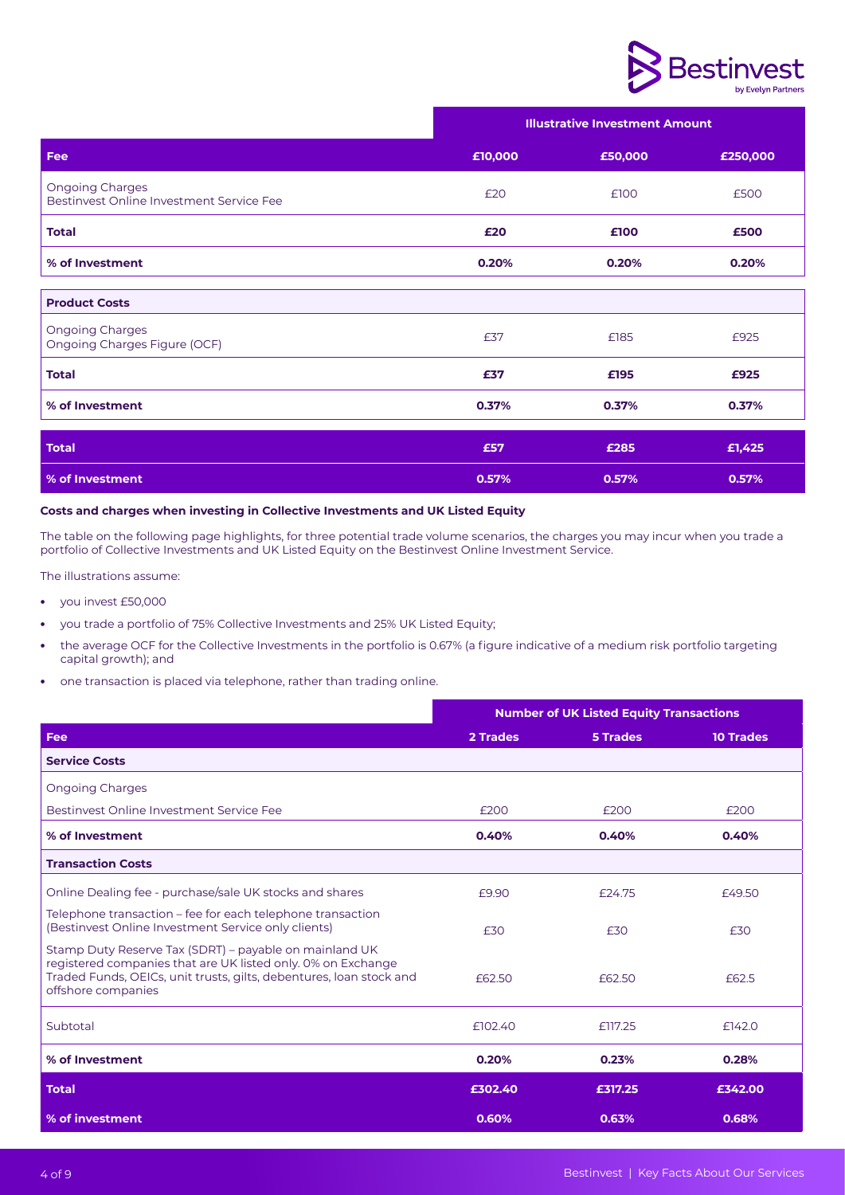| | Illustrative Investment Amount | | |
|---|---|---|---|
| **Fee** | **£10,000** | **£50,000** | **£250,000** |
| Ongoing Charges<br>Bestinvest Online Investment Service Fee | £20 | £100 | £500 |
| **Total** | **£20** | **£100** | **£500** |
| **% of Investment** | **0.20%** | **0.20%** | **0.20%** |
| **Product Costs** | | | |
| Ongoing Charges<br>Ongoing Charges Figure (OCF) | £37 | £185 | £925 |
| **Total** | **£37** | **£195** | **£925** |
| **% of Investment** | **0.37%** | **0.37%** | **0.37%** |
| **Total** | **£57** | **£285** | **£1,425** |
| **% of Investment** | **0.57%** | **0.57%** | **0.57%** |

**Costs and charges when investing in Collective Investments and UK Listed Equity**

The table on the following page highlights, for three potential trade volume scenarios, the charges you may incur when you trade a portfolio of Collective Investments and UK Listed Equity on the Bestinvest Online Investment Service.

The illustrations assume:

- you invest £50,000
- you trade a portfolio of 75% Collective Investments and 25% UK Listed Equity;
- the average OCF for the Collective Investments in the portfolio is 0.67% (a figure indicative of a medium risk portfolio targeting capital growth); and
- one transaction is placed via telephone, rather than trading online.

| | Number of UK Listed Equity Transactions | | |
|---|---|---|---|
| **Fee** | **2 Trades** | **5 Trades** | **10 Trades** |
| **Service Costs** | | | |
| Ongoing Charges | | | |
| Bestinvest Online Investment Service Fee | £200 | £200 | £200 |
| **% of Investment** | **0.40%** | **0.40%** | **0.40%** |
| **Transaction Costs** | | | |
| Online Dealing fee - purchase/sale UK stocks and shares | £9.90 | £24.75 | £49.50 |
| Telephone transaction – fee for each telephone transaction (Bestinvest Online Investment Service only clients) | £30 | £30 | £30 |
| Stamp Duty Reserve Tax (SDRT) – payable on mainland UK registered companies that are UK listed only. 0% on Exchange Traded Funds, OEICs, unit trusts, gilts, debentures, loan stock and offshore companies | £62.50 | £62.50 | £62.5 |
| Subtotal | £102.40 | £117.25 | £142.0 |
| **% of Investment** | **0.20%** | **0.23%** | **0.28%** |
| **Total** | **£302.40** | **£317.25** | **£342.00** |
| **% of investment** | **0.60%** | **0.63%** | **0.68%** |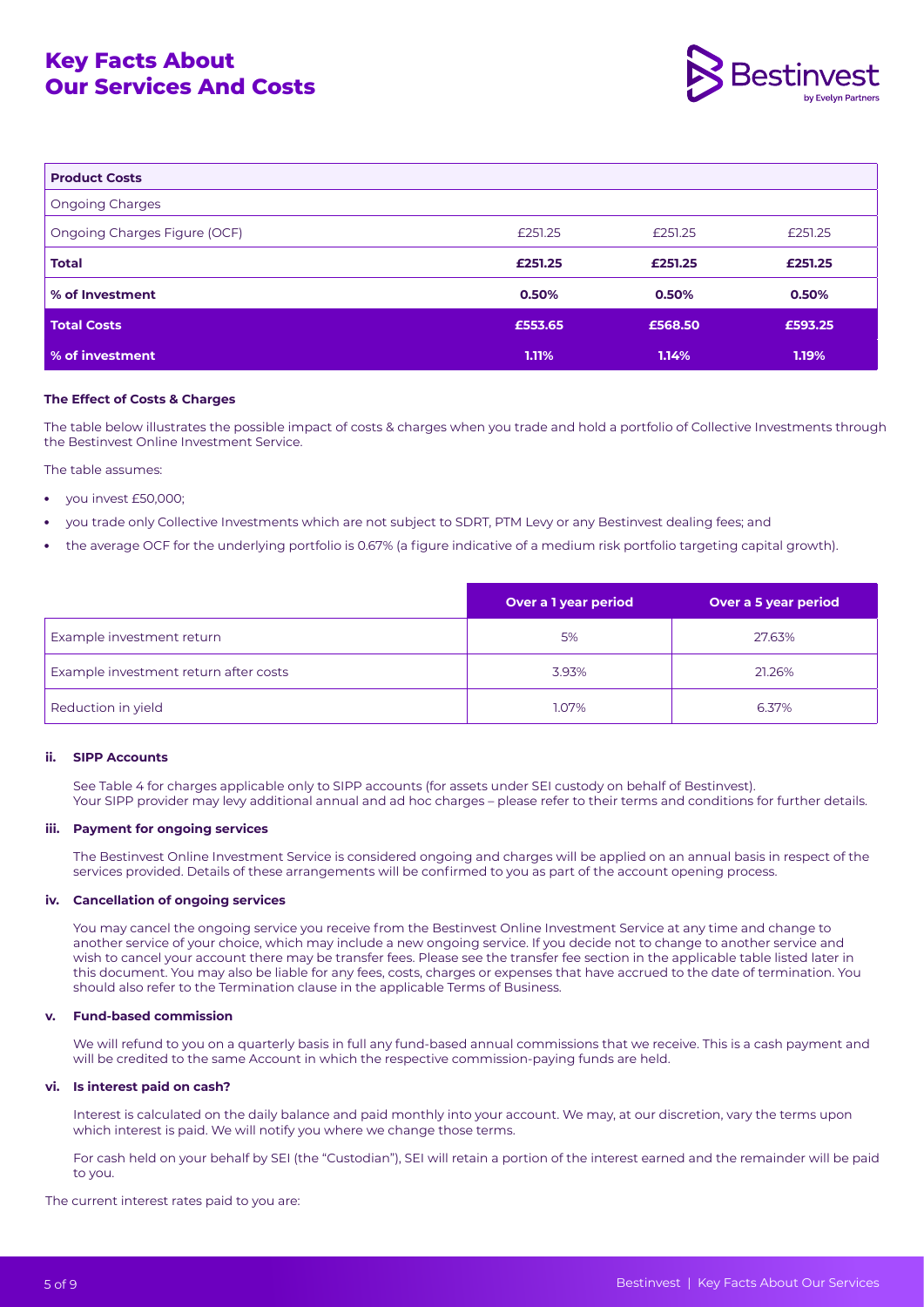# Key Facts About Our Services And Costs

| Product Costs | | | |
|---|---|---|---|
| Ongoing Charges | | | |
| Ongoing Charges Figure (OCF) | £251.25 | £251.25 | £251.25 |
| **Total** | **£251.25** | **£251.25** | **£251.25** |
| **% of Investment** | **0.50%** | **0.50%** | **0.50%** |
| **Total Costs** | **£553.65** | **£568.50** | **£593.25** |
| **% of investment** | **1.11%** | **1.14%** | **1.19%** |

**The Effect of Costs & Charges**

The table below illustrates the possible impact of costs & charges when you trade and hold a portfolio of Collective Investments through the Bestinvest Online Investment Service.

The table assumes:

- you invest £50,000;
- you trade only Collective Investments which are not subject to SDRT, PTM Levy or any Bestinvest dealing fees; and
- the average OCF for the underlying portfolio is 0.67% (a figure indicative of a medium risk portfolio targeting capital growth).

| | Over a 1 year period | Over a 5 year period |
|---|---|---|
| Example investment return | 5% | 27.63% |
| Example investment return after costs | 3.93% | 21.26% |
| Reduction in yield | 1.07% | 6.37% |

### ii. SIPP Accounts

See Table 4 for charges applicable only to SIPP accounts (for assets under SEI custody on behalf of Bestinvest). Your SIPP provider may levy additional annual and ad hoc charges – please refer to their terms and conditions for further details.

### iii. Payment for ongoing services

The Bestinvest Online Investment Service is considered ongoing and charges will be applied on an annual basis in respect of the services provided. Details of these arrangements will be confirmed to you as part of the account opening process.

### iv. Cancellation of ongoing services

You may cancel the ongoing service you receive from the Bestinvest Online Investment Service at any time and change to another service of your choice, which may include a new ongoing service. If you decide not to change to another service and wish to cancel your account there may be transfer fees. Please see the transfer fee section in the applicable table listed later in this document. You may also be liable for any fees, costs, charges or expenses that have accrued to the date of termination. You should also refer to the Termination clause in the applicable Terms of Business.

### v. Fund-based commission

We will refund to you on a quarterly basis in full any fund-based annual commissions that we receive. This is a cash payment and will be credited to the same Account in which the respective commission-paying funds are held.

### vi. Is interest paid on cash?

Interest is calculated on the daily balance and paid monthly into your account. We may, at our discretion, vary the terms upon which interest is paid. We will notify you where we change those terms.

For cash held on your behalf by SEI (the "Custodian"), SEI will retain a portion of the interest earned and the remainder will be paid to you.

The current interest rates paid to you are: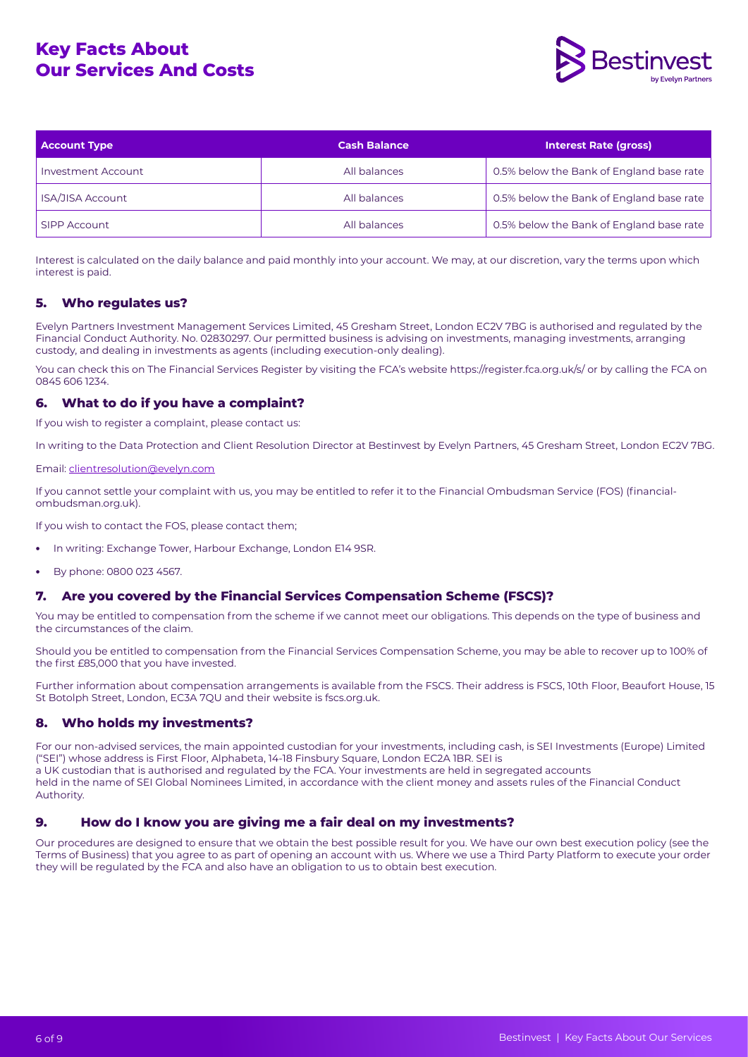| Account Type | Cash Balance | Interest Rate (gross) |
|---|---|---|
| Investment Account | All balances | 0.5% below the Bank of England base rate |
| ISA/JISA Account | All balances | 0.5% below the Bank of England base rate |
| SIPP Account | All balances | 0.5% below the Bank of England base rate |

Interest is calculated on the daily balance and paid monthly into your account. We may, at our discretion, vary the terms upon which interest is paid.

## 5. Who regulates us?

Evelyn Partners Investment Management Services Limited, 45 Gresham Street, London EC2V 7BG is authorised and regulated by the Financial Conduct Authority. No. 02830297. Our permitted business is advising on investments, managing investments, arranging custody, and dealing in investments as agents (including execution-only dealing).

You can check this on The Financial Services Register by visiting the FCA's website https://register.fca.org.uk/s/ or by calling the FCA on 0845 606 1234.

## 6. What to do if you have a complaint?

If you wish to register a complaint, please contact us:

In writing to the Data Protection and Client Resolution Director at Bestinvest by Evelyn Partners, 45 Gresham Street, London EC2V 7BG.

Email: clientresolution@evelyn.com

If you cannot settle your complaint with us, you may be entitled to refer it to the Financial Ombudsman Service (FOS) (financial-ombudsman.org.uk).

If you wish to contact the FOS, please contact them;

- In writing: Exchange Tower, Harbour Exchange, London E14 9SR.
- By phone: 0800 023 4567.

## 7. Are you covered by the Financial Services Compensation Scheme (FSCS)?

You may be entitled to compensation from the scheme if we cannot meet our obligations. This depends on the type of business and the circumstances of the claim.

Should you be entitled to compensation from the Financial Services Compensation Scheme, you may be able to recover up to 100% of the first £85,000 that you have invested.

Further information about compensation arrangements is available from the FSCS. Their address is FSCS, 10th Floor, Beaufort House, 15 St Botolph Street, London, EC3A 7QU and their website is fscs.org.uk.

## 8. Who holds my investments?

For our non-advised services, the main appointed custodian for your investments, including cash, is SEI Investments (Europe) Limited ("SEI") whose address is First Floor, Alphabeta, 14-18 Finsbury Square, London EC2A 1BR. SEI is a UK custodian that is authorised and regulated by the FCA. Your investments are held in segregated accounts held in the name of SEI Global Nominees Limited, in accordance with the client money and assets rules of the Financial Conduct Authority.

## 9. How do I know you are giving me a fair deal on my investments?

Our procedures are designed to ensure that we obtain the best possible result for you. We have our own best execution policy (see the Terms of Business) that you agree to as part of opening an account with us. Where we use a Third Party Platform to execute your order they will be regulated by the FCA and also have an obligation to us to obtain best execution.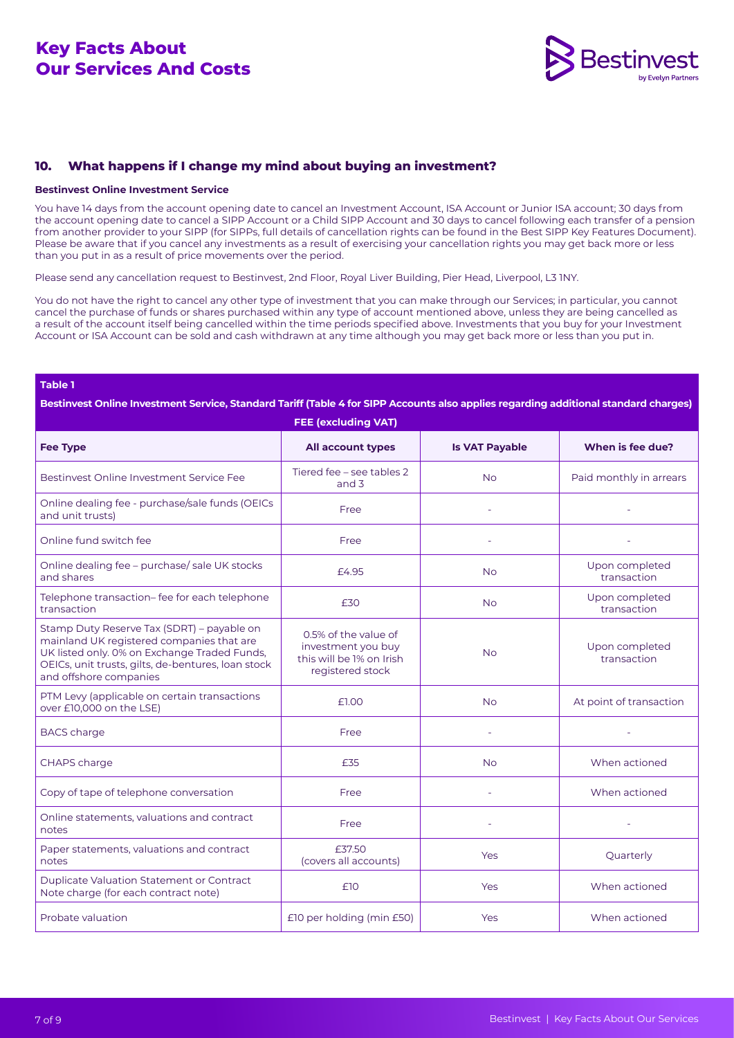## 10. What happens if I change my mind about buying an investment?

**Bestinvest Online Investment Service**

You have 14 days from the account opening date to cancel an Investment Account, ISA Account or Junior ISA account; 30 days from the account opening date to cancel a SIPP Account or a Child SIPP Account and 30 days to cancel following each transfer of a pension from another provider to your SIPP (for SIPPs, full details of cancellation rights can be found in the Best SIPP Key Features Document). Please be aware that if you cancel any investments as a result of exercising your cancellation rights you may get back more or less than you put in as a result of price movements over the period.

Please send any cancellation request to Bestinvest, 2nd Floor, Royal Liver Building, Pier Head, Liverpool, L3 1NY.

You do not have the right to cancel any other type of investment that you can make through our Services; in particular, you cannot cancel the purchase of funds or shares purchased within any type of account mentioned above, unless they are being cancelled as a result of the account itself being cancelled within the time periods specified above. Investments that you buy for your Investment Account or ISA Account can be sold and cash withdrawn at any time although you may get back more or less than you put in.

**Table 1**

**Bestinvest Online Investment Service, Standard Tariff (Table 4 for SIPP Accounts also applies regarding additional standard charges)**

| FEE (excluding VAT) | | | |
|---|---|---|---|
| **Fee Type** | **All account types** | **Is VAT Payable** | **When is fee due?** |
| Bestinvest Online Investment Service Fee | Tiered fee – see tables 2 and 3 | No | Paid monthly in arrears |
| Online dealing fee - purchase/sale funds (OEICs and unit trusts) | Free | - | - |
| Online fund switch fee | Free | - | - |
| Online dealing fee – purchase/ sale UK stocks and shares | £4.95 | No | Upon completed transaction |
| Telephone transaction– fee for each telephone transaction | £30 | No | Upon completed transaction |
| Stamp Duty Reserve Tax (SDRT) – payable on mainland UK registered companies that are UK listed only. 0% on Exchange Traded Funds, OEICs, unit trusts, gilts, de-bentures, loan stock and offshore companies | 0.5% of the value of investment you buy this will be 1% on Irish registered stock | No | Upon completed transaction |
| PTM Levy (applicable on certain transactions over £10,000 on the LSE) | £1.00 | No | At point of transaction |
| BACS charge | Free | - | - |
| CHAPS charge | £35 | No | When actioned |
| Copy of tape of telephone conversation | Free | - | When actioned |
| Online statements, valuations and contract notes | Free | - | - |
| Paper statements, valuations and contract notes | £37.50 (covers all accounts) | Yes | Quarterly |
| Duplicate Valuation Statement or Contract Note charge (for each contract note) | £10 | Yes | When actioned |
| Probate valuation | £10 per holding (min £50) | Yes | When actioned |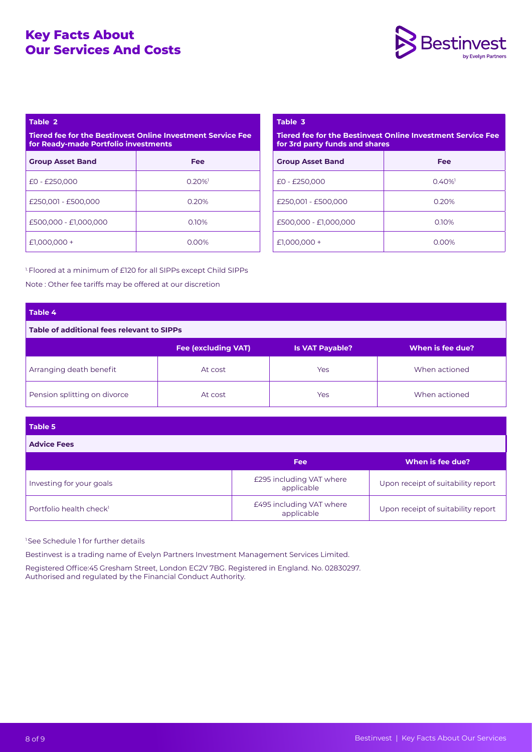# Key Facts About Our Services And Costs

| **Table 2** | |
|---|---|
| **Tiered fee for the Bestinvest Online Investment Service Fee for Ready-made Portfolio investments** | |
| **Group Asset Band** | **Fee** |
| £0 - £250,000 | 0.20%[1] |
| £250,001 - £500,000 | 0.20% |
| £500,000 - £1,000,000 | 0.10% |
| £1,000,000 + | 0.00% |

| **Table 3** | |
|---|---|
| **Tiered fee for the Bestinvest Online Investment Service Fee for 3rd party funds and shares** | |
| **Group Asset Band** | **Fee** |
| £0 - £250,000 | 0.40%[1] |
| £250,001 - £500,000 | 0.20% |
| £500,000 - £1,000,000 | 0.10% |
| £1,000,000 + | 0.00% |

[1] Floored at a minimum of £120 for all SIPPs except Child SIPPs

Note : Other fee tariffs may be offered at our discretion

| **Table 4** | | | |
|---|---|---|---|
| **Table of additional fees relevant to SIPPs** | | | |
| | **Fee (excluding VAT)** | **Is VAT Payable?** | **When is fee due?** |
| Arranging death benefit | At cost | Yes | When actioned |
| Pension splitting on divorce | At cost | Yes | When actioned |

| **Table 5** | | |
|---|---|---|
| **Advice Fees** | | |
| | **Fee** | **When is fee due?** |
| Investing for your goals | £295 including VAT where applicable | Upon receipt of suitability report |
| Portfolio health check[1] | £495 including VAT where applicable | Upon receipt of suitability report |

[1] See Schedule 1 for further details

Bestinvest is a trading name of Evelyn Partners Investment Management Services Limited.

Registered Office:45 Gresham Street, London EC2V 7BG. Registered in England. No. 02830297.
Authorised and regulated by the Financial Conduct Authority.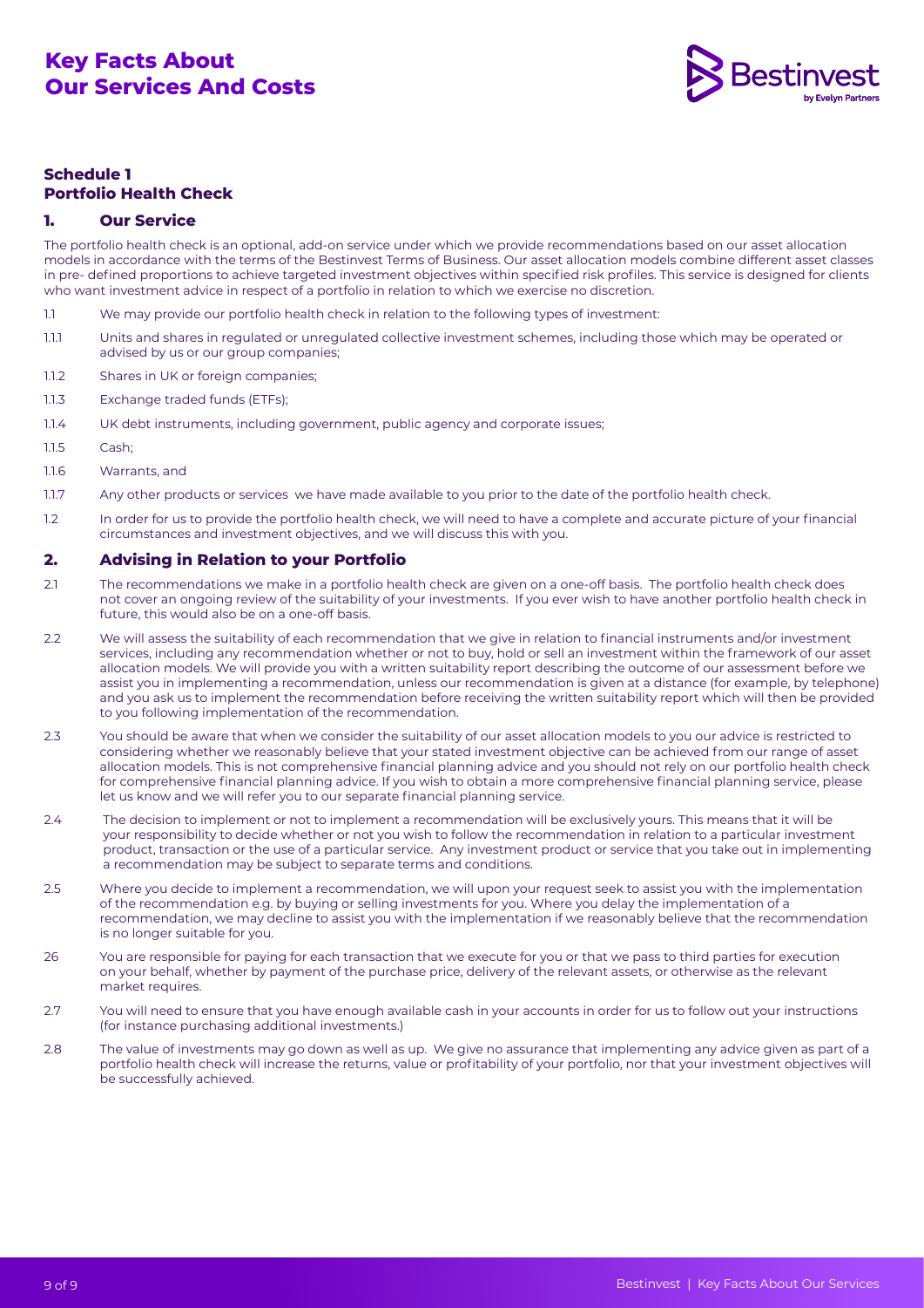# Key Facts About Our Services And Costs

## Schedule 1
## Portfolio Health Check

### 1. Our Service

The portfolio health check is an optional, add-on service under which we provide recommendations based on our asset allocation models in accordance with the terms of the Bestinvest Terms of Business. Our asset allocation models combine different asset classes in pre- defined proportions to achieve targeted investment objectives within specified risk profiles. This service is designed for clients who want investment advice in respect of a portfolio in relation to which we exercise no discretion.

1.1 We may provide our portfolio health check in relation to the following types of investment:

1.1.1 Units and shares in regulated or unregulated collective investment schemes, including those which may be operated or advised by us or our group companies;

1.1.2 Shares in UK or foreign companies;

1.1.3 Exchange traded funds (ETFs);

1.1.4 UK debt instruments, including government, public agency and corporate issues;

1.1.5 Cash;

1.1.6 Warrants, and

1.1.7 Any other products or services we have made available to you prior to the date of the portfolio health check.

1.2 In order for us to provide the portfolio health check, we will need to have a complete and accurate picture of your financial circumstances and investment objectives, and we will discuss this with you.

### 2. Advising in Relation to your Portfolio

2.1 The recommendations we make in a portfolio health check are given on a one-off basis. The portfolio health check does not cover an ongoing review of the suitability of your investments. If you ever wish to have another portfolio health check in future, this would also be on a one-off basis.

2.2 We will assess the suitability of each recommendation that we give in relation to financial instruments and/or investment services, including any recommendation whether or not to buy, hold or sell an investment within the framework of our asset allocation models. We will provide you with a written suitability report describing the outcome of our assessment before we assist you in implementing a recommendation, unless our recommendation is given at a distance (for example, by telephone) and you ask us to implement the recommendation before receiving the written suitability report which will then be provided to you following implementation of the recommendation.

2.3 You should be aware that when we consider the suitability of our asset allocation models to you our advice is restricted to considering whether we reasonably believe that your stated investment objective can be achieved from our range of asset allocation models. This is not comprehensive financial planning advice and you should not rely on our portfolio health check for comprehensive financial planning advice. If you wish to obtain a more comprehensive financial planning service, please let us know and we will refer you to our separate financial planning service.

2.4 The decision to implement or not to implement a recommendation will be exclusively yours. This means that it will be your responsibility to decide whether or not you wish to follow the recommendation in relation to a particular investment product, transaction or the use of a particular service. Any investment product or service that you take out in implementing a recommendation may be subject to separate terms and conditions.

2.5 Where you decide to implement a recommendation, we will upon your request seek to assist you with the implementation of the recommendation e.g. by buying or selling investments for you. Where you delay the implementation of a recommendation, we may decline to assist you with the implementation if we reasonably believe that the recommendation is no longer suitable for you.

26 You are responsible for paying for each transaction that we execute for you or that we pass to third parties for execution on your behalf, whether by payment of the purchase price, delivery of the relevant assets, or otherwise as the relevant market requires.

2.7 You will need to ensure that you have enough available cash in your accounts in order for us to follow out your instructions (for instance purchasing additional investments.)

2.8 The value of investments may go down as well as up. We give no assurance that implementing any advice given as part of a portfolio health check will increase the returns, value or profitability of your portfolio, nor that your investment objectives will be successfully achieved.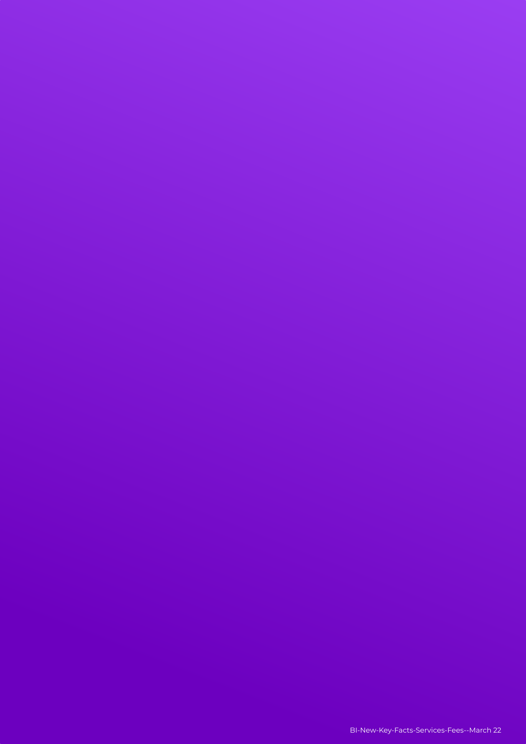BI-New-Key-Facts-Services-Fees--March 22